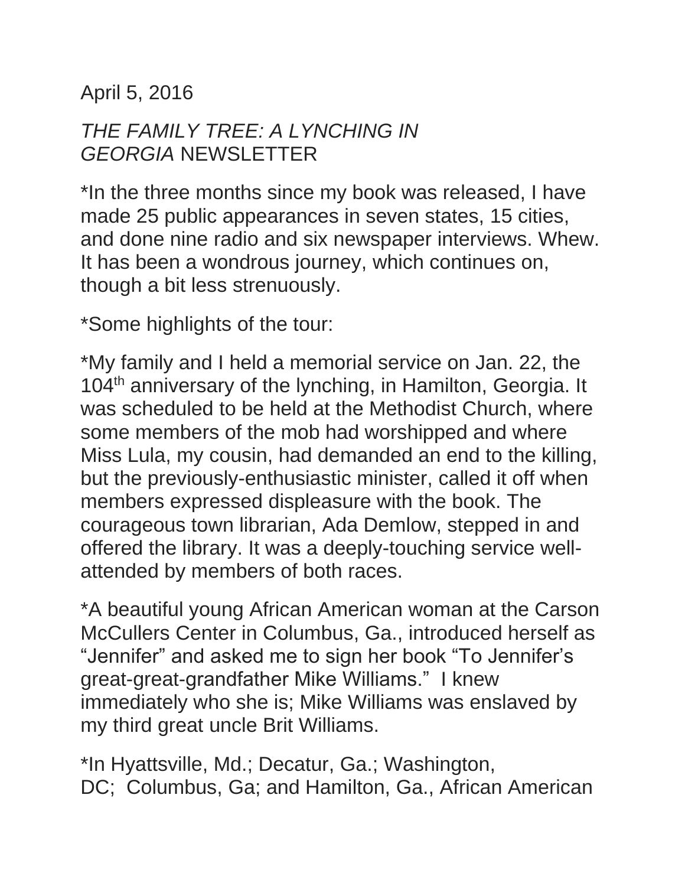April 5, 2016

*THE FAMILY TREE: A LYNCHING IN GEORGIA* NEWSLETTER

*In the three months since my book was released, I have made 25 public appearances in seven states, 15 cities, and done nine radio and six newspaper interviews. Whew. It has been a wondrous journey, which continues on, though a bit less strenuously.

*Some highlights of the tour:

*My family and I held a memorial service on Jan. 22, the 104th anniversary of the lynching, in Hamilton, Georgia. It was scheduled to be held at the Methodist Church, where some members of the mob had worshipped and where Miss Lula, my cousin, had demanded an end to the killing, but the previously-enthusiastic minister, called it off when members expressed displeasure with the book. The courageous town librarian, Ada Demlow, stepped in and offered the library. It was a deeply-touching service well-attended by members of both races.

*A beautiful young African American woman at the Carson McCullers Center in Columbus, Ga., introduced herself as "Jennifer" and asked me to sign her book "To Jennifer's great-great-grandfather Mike Williams." I knew immediately who she is; Mike Williams was enslaved by my third great uncle Brit Williams.

*In Hyattsville, Md.; Decatur, Ga.; Washington, DC; Columbus, Ga; and Hamilton, Ga., African American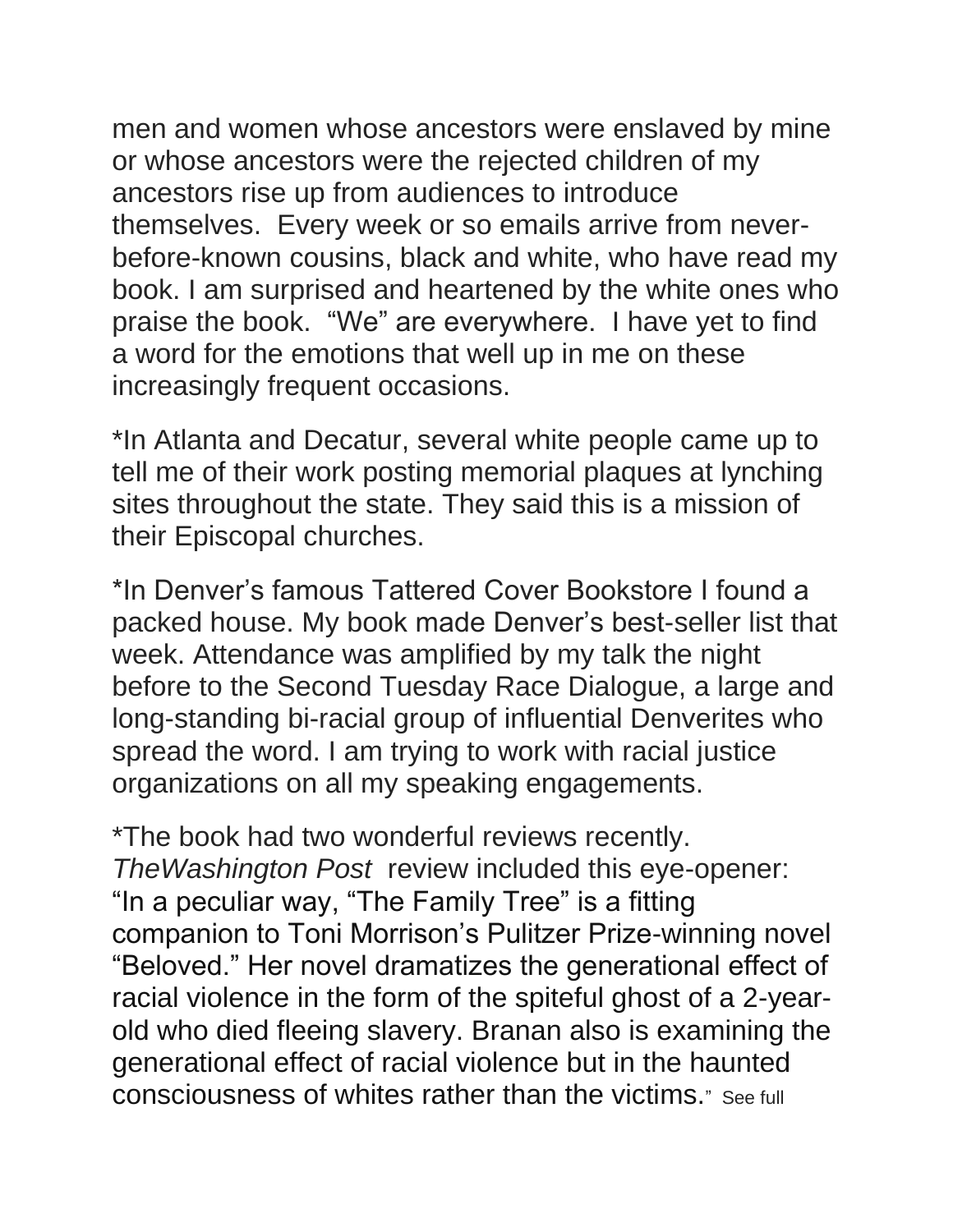men and women whose ancestors were enslaved by mine or whose ancestors were the rejected children of my ancestors rise up from audiences to introduce themselves. Every week or so emails arrive from never-before-known cousins, black and white, who have read my book. I am surprised and heartened by the white ones who praise the book. "We" are everywhere. I have yet to find a word for the emotions that well up in me on these increasingly frequent occasions.

*In Atlanta and Decatur, several white people came up to tell me of their work posting memorial plaques at lynching sites throughout the state. They said this is a mission of their Episcopal churches.

*In Denver's famous Tattered Cover Bookstore I found a packed house. My book made Denver's best-seller list that week. Attendance was amplified by my talk the night before to the Second Tuesday Race Dialogue, a large and long-standing bi-racial group of influential Denverites who spread the word. I am trying to work with racial justice organizations on all my speaking engagements.

*The book had two wonderful reviews recently. *TheWashington Post* review included this eye-opener: "In a peculiar way, "The Family Tree" is a fitting companion to Toni Morrison's Pulitzer Prize-winning novel "Beloved." Her novel dramatizes the generational effect of racial violence in the form of the spiteful ghost of a 2-year-old who died fleeing slavery. Branan also is examining the generational effect of racial violence but in the haunted consciousness of whites rather than the victims." See full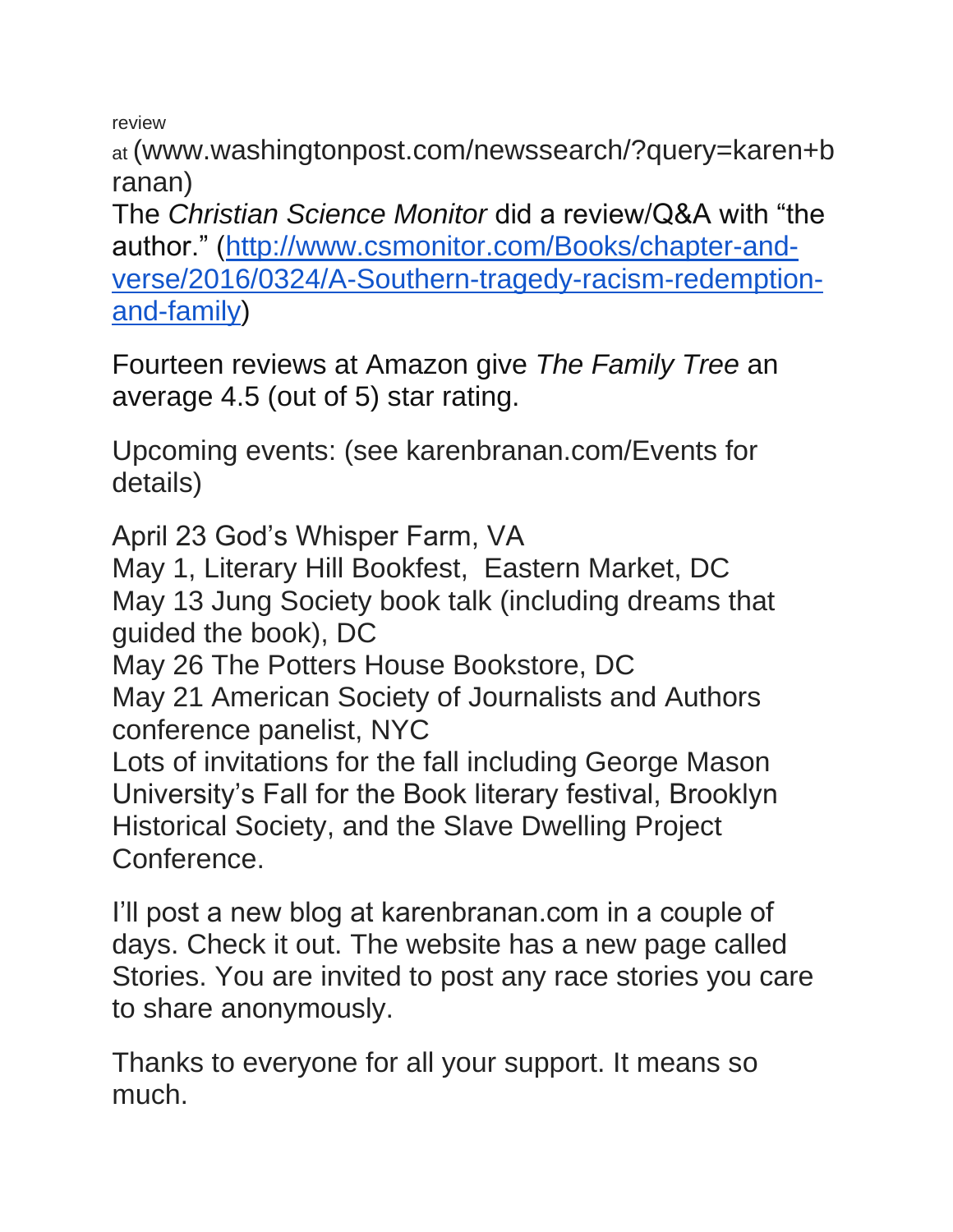review at (www.washingtonpost.com/newssearch/?query=karen+branan)

The *Christian Science Monitor* did a review/Q&A with "the author." ([http://www.csmonitor.com/Books/chapter-and-verse/2016/0324/A-Southern-tragedy-racism-redemption-and-family](http://www.csmonitor.com/Books/chapter-and-verse/2016/0324/A-Southern-tragedy-racism-redemption-and-family))

Fourteen reviews at Amazon give *The Family Tree* an average 4.5 (out of 5) star rating.

Upcoming events: (see karenbranan.com/Events for details)

April 23 God's Whisper Farm, VA
May 1, Literary Hill Bookfest, Eastern Market, DC
May 13 Jung Society book talk (including dreams that guided the book), DC
May 26 The Potters House Bookstore, DC
May 21 American Society of Journalists and Authors conference panelist, NYC
Lots of invitations for the fall including George Mason University's Fall for the Book literary festival, Brooklyn Historical Society, and the Slave Dwelling Project Conference.

I'll post a new blog at karenbranan.com in a couple of days. Check it out. The website has a new page called Stories. You are invited to post any race stories you care to share anonymously.

Thanks to everyone for all your support. It means so much.